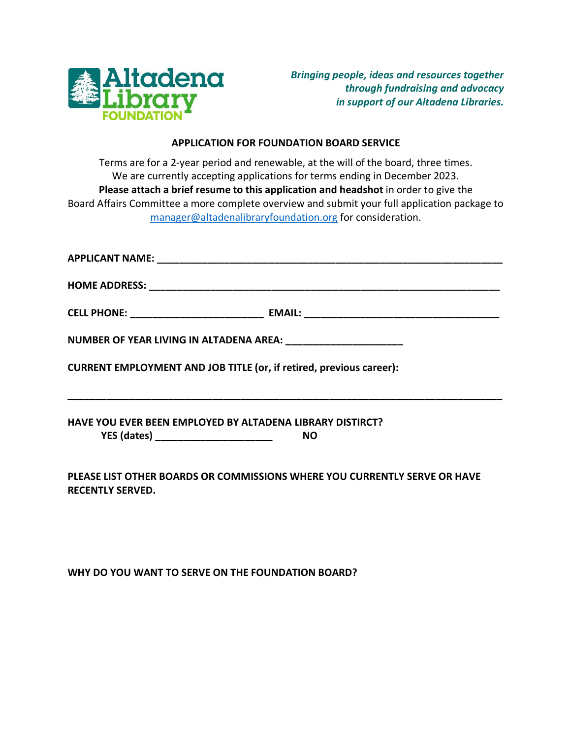Altadena Library FOUNDATION

*Bringing people, ideas and resources together through fundraising and advocacy in support of our Altadena Libraries.*

## APPLICATION FOR FOUNDATION BOARD SERVICE

Terms are for a 2-year period and renewable, at the will of the board, three times.
We are currently accepting applications for terms ending in December 2023.
**Please attach a brief resume to this application and headshot** in order to give the Board Affairs Committee a more complete overview and submit your full application package to [manager@altadenalibraryfoundation.org](mailto:manager@altadenalibraryfoundation.org) for consideration.

**APPLICANT NAME:** ______________________________________________

**HOME ADDRESS:** ______________________________________________

**CELL PHONE:** ________________________ **EMAIL:** ________________________________

**NUMBER OF YEAR LIVING IN ALTADENA AREA:** ____________________

**CURRENT EMPLOYMENT AND JOB TITLE (or, if retired, previous career):**

______________________________________________________________________

**HAVE YOU EVER BEEN EMPLOYED BY ALTADENA LIBRARY DISTIRCT?**
**YES (dates)** ____________________ **NO**

**PLEASE LIST OTHER BOARDS OR COMMISSIONS WHERE YOU CURRENTLY SERVE OR HAVE RECENTLY SERVED.**

**WHY DO YOU WANT TO SERVE ON THE FOUNDATION BOARD?**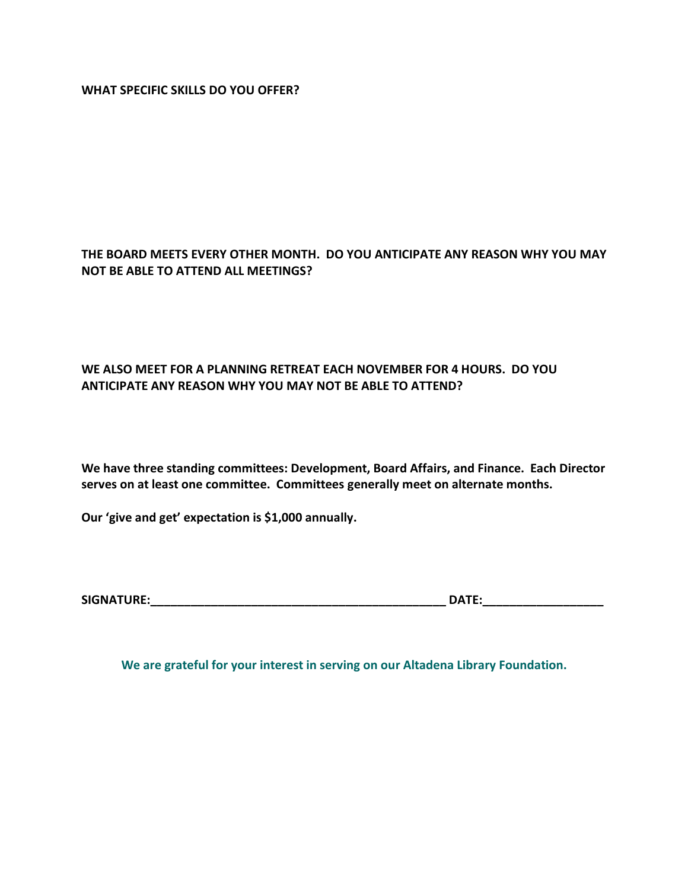**WHAT SPECIFIC SKILLS DO YOU OFFER?**

**THE BOARD MEETS EVERY OTHER MONTH. DO YOU ANTICIPATE ANY REASON WHY YOU MAY NOT BE ABLE TO ATTEND ALL MEETINGS?**

**WE ALSO MEET FOR A PLANNING RETREAT EACH NOVEMBER FOR 4 HOURS. DO YOU ANTICIPATE ANY REASON WHY YOU MAY NOT BE ABLE TO ATTEND?**

**We have three standing committees: Development, Board Affairs, and Finance. Each Director serves on at least one committee. Committees generally meet on alternate months.**

**Our 'give and get' expectation is $1,000 annually.**

**SIGNATURE:_____________________________________________ DATE:_________________**

**We are grateful for your interest in serving on our Altadena Library Foundation.**